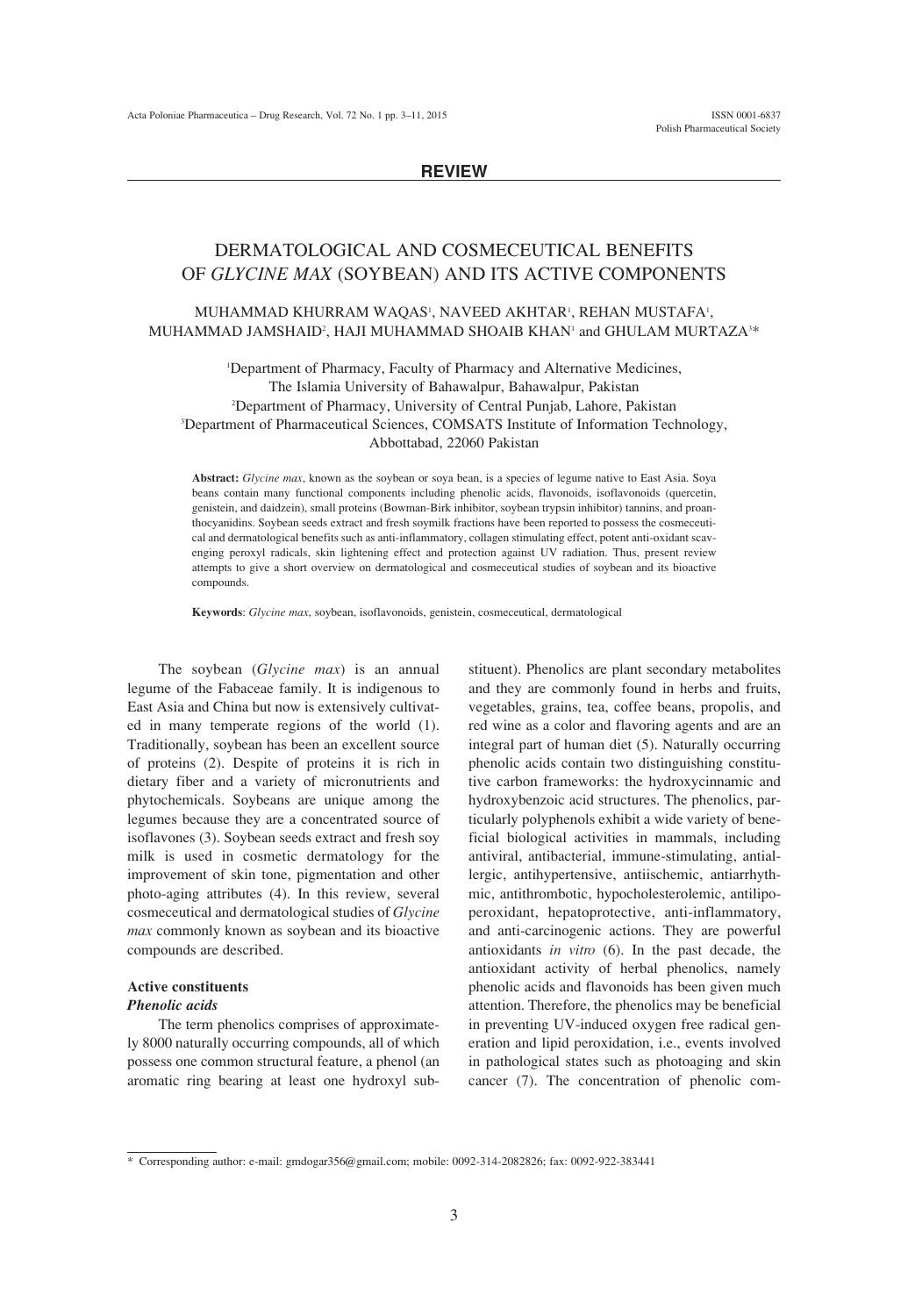**REVIEW**

# DERMATOLOGICAL AND COSMECEUTICAL BENEFITS OF *GLYCINE MAX* (SOYBEAN) AND ITS ACTIVE COMPONENTS

MUHAMMAD KHURRAM WAQAS[1], NAVEED AKHTAR[1], REHAN MUSTAFA[1], MUHAMMAD JAMSHAID[2], HAJI MUHAMMAD SHOAIB KHAN[1] and GHULAM MURTAZA[3]*

[1]Department of Pharmacy, Faculty of Pharmacy and Alternative Medicines, The Islamia University of Bahawalpur, Bahawalpur, Pakistan
[2]Department of Pharmacy, University of Central Punjab, Lahore, Pakistan
[3]Department of Pharmaceutical Sciences, COMSATS Institute of Information Technology, Abbottabad, 22060 Pakistan

**Abstract:** *Glycine max*, known as the soybean or soya bean, is a species of legume native to East Asia. Soya beans contain many functional components including phenolic acids, flavonoids, isoflavonoids (quercetin, genistein, and daidzein), small proteins (Bowman-Birk inhibitor, soybean trypsin inhibitor) tannins, and proanthocyanidins. Soybean seeds extract and fresh soymilk fractions have been reported to possess the cosmeceutical and dermatological benefits such as anti-inflammatory, collagen stimulating effect, potent anti-oxidant scavenging peroxyl radicals, skin lightening effect and protection against UV radiation. Thus, present review attempts to give a short overview on dermatological and cosmeceutical studies of soybean and its bioactive compounds.

**Keywords**: *Glycine max*, soybean, isoflavonoids, genistein, cosmeceutical, dermatological

The soybean (*Glycine max*) is an annual legume of the Fabaceae family. It is indigenous to East Asia and China but now is extensively cultivated in many temperate regions of the world (1). Traditionally, soybean has been an excellent source of proteins (2). Despite of proteins it is rich in dietary fiber and a variety of micronutrients and phytochemicals. Soybeans are unique among the legumes because they are a concentrated source of isoflavones (3). Soybean seeds extract and fresh soy milk is used in cosmetic dermatology for the improvement of skin tone, pigmentation and other photo-aging attributes (4). In this review, several cosmeceutical and dermatological studies of *Glycine max* commonly known as soybean and its bioactive compounds are described.

## Active constituents

### *Phenolic acids*

The term phenolics comprises of approximately 8000 naturally occurring compounds, all of which possess one common structural feature, a phenol (an aromatic ring bearing at least one hydroxyl substituent). Phenolics are plant secondary metabolites and they are commonly found in herbs and fruits, vegetables, grains, tea, coffee beans, propolis, and red wine as a color and flavoring agents and are an integral part of human diet (5). Naturally occurring phenolic acids contain two distinguishing constitutive carbon frameworks: the hydroxycinnamic and hydroxybenzoic acid structures. The phenolics, particularly polyphenols exhibit a wide variety of beneficial biological activities in mammals, including antiviral, antibacterial, immune-stimulating, antiallergic, antihypertensive, antiischemic, antiarrhythmic, antithrombotic, hypocholesterolemic, antilipoperoxidant, hepatoprotective, anti-inflammatory, and anti-carcinogenic actions. They are powerful antioxidants *in vitro* (6). In the past decade, the antioxidant activity of herbal phenolics, namely phenolic acids and flavonoids has been given much attention. Therefore, the phenolics may be beneficial in preventing UV-induced oxygen free radical generation and lipid peroxidation, i.e., events involved in pathological states such as photoaging and skin cancer (7). The concentration of phenolic com-

\* Corresponding author: e-mail: gmdogar356@gmail.com; mobile: 0092-314-2082826; fax: 0092-922-383441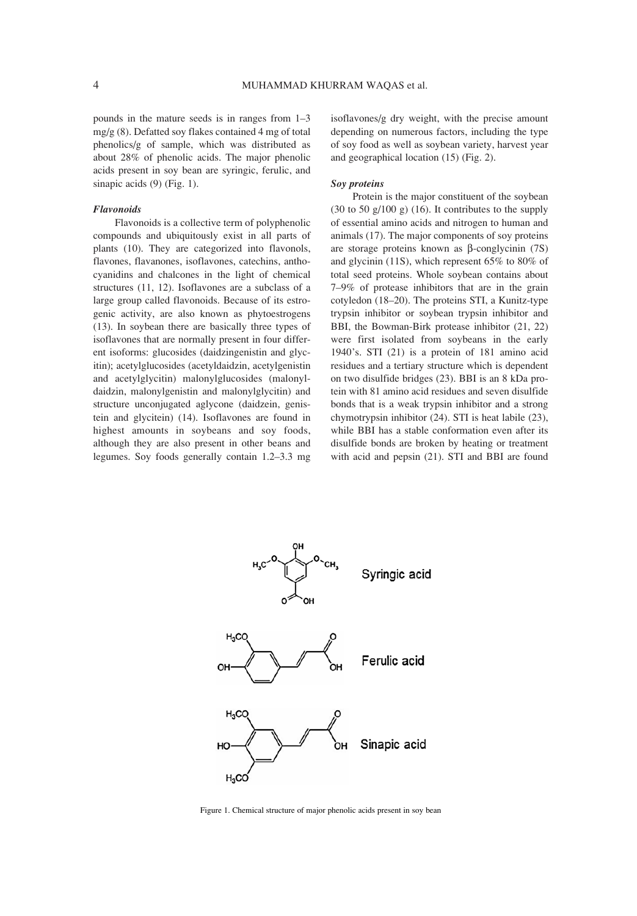pounds in the mature seeds is in ranges from 1–3 mg/g (8). Defatted soy flakes contained 4 mg of total phenolics/g of sample, which was distributed as about 28% of phenolic acids. The major phenolic acids present in soy bean are syringic, ferulic, and sinapic acids (9) (Fig. 1).

### *Flavonoids*

Flavonoids is a collective term of polyphenolic compounds and ubiquitously exist in all parts of plants (10). They are categorized into flavonols, flavones, flavanones, isoflavones, catechins, anthocyanidins and chalcones in the light of chemical structures (11, 12). Isoflavones are a subclass of a large group called flavonoids. Because of its estrogenic activity, are also known as phytoestrogens (13). In soybean there are basically three types of isoflavones that are normally present in four different isoforms: glucosides (daidzingenistin and glycitin); acetylglucosides (acetyldaidzin, acetylgenistin and acetylglycitin) malonylglucosides (malonyldaidzin, malonylgenistin and malonylglycitin) and structure unconjugated aglycone (daidzein, genistein and glycitein) (14). Isoflavones are found in highest amounts in soybeans and soy foods, although they are also present in other beans and legumes. Soy foods generally contain 1.2–3.3 mg isoflavones/g dry weight, with the precise amount depending on numerous factors, including the type of soy food as well as soybean variety, harvest year and geographical location (15) (Fig. 2).

### *Soy proteins*

Protein is the major constituent of the soybean (30 to 50 g/100 g) (16). It contributes to the supply of essential amino acids and nitrogen to human and animals (17). The major components of soy proteins are storage proteins known as β-conglycinin (7S) and glycinin (11S), which represent 65% to 80% of total seed proteins. Whole soybean contains about 7–9% of protease inhibitors that are in the grain cotyledon (18–20). The proteins STI, a Kunitz-type trypsin inhibitor or soybean trypsin inhibitor and BBI, the Bowman-Birk protease inhibitor (21, 22) were first isolated from soybeans in the early 1940's. STI (21) is a protein of 181 amino acid residues and a tertiary structure which is dependent on two disulfide bridges (23). BBI is an 8 kDa protein with 81 amino acid residues and seven disulfide bonds that is a weak trypsin inhibitor and a strong chymotrypsin inhibitor (24). STI is heat labile (23), while BBI has a stable conformation even after its disulfide bonds are broken by heating or treatment with acid and pepsin (21). STI and BBI are found

Figure 1. Chemical structure of major phenolic acids present in soy bean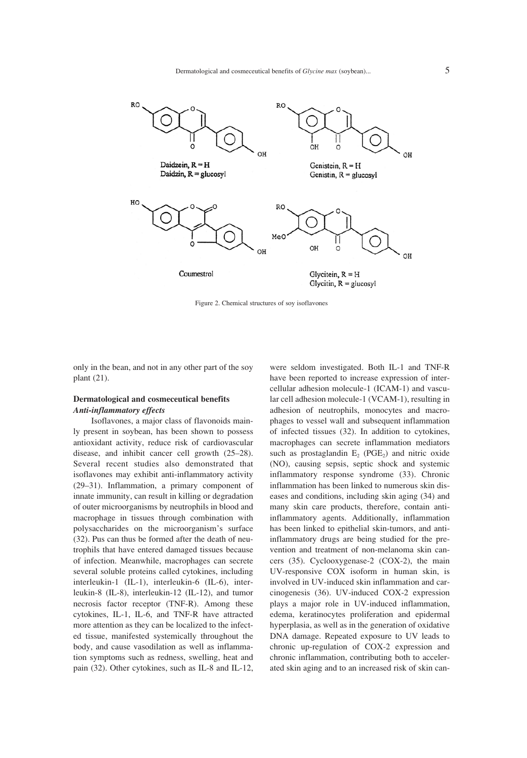Daidzein, R = H
Daidzin, R = glucosyl

Genistein, R = H
Genistin, R = glucosyl

Coumestrol

Glycitein, R = H
Glycitin, R = glucosyl

Figure 2. Chemical structures of soy isoflavones

only in the bean, and not in any other part of the soy plant (21).

## Dermatological and cosmeceutical benefits

### *Anti-inflammatory effects*

Isoflavones, a major class of flavonoids mainly present in soybean, has been shown to possess antioxidant activity, reduce risk of cardiovascular disease, and inhibit cancer cell growth (25–28). Several recent studies also demonstrated that isoflavones may exhibit anti-inflammatory activity (29–31). Inflammation, a primary component of innate immunity, can result in killing or degradation of outer microorganisms by neutrophils in blood and macrophage in tissues through combination with polysaccharides on the microorganism's surface (32). Pus can thus be formed after the death of neutrophils that have entered damaged tissues because of infection. Meanwhile, macrophages can secrete several soluble proteins called cytokines, including interleukin-1 (IL-1), interleukin-6 (IL-6), interleukin-8 (IL-8), interleukin-12 (IL-12), and tumor necrosis factor receptor (TNF-R). Among these cytokines, IL-1, IL-6, and TNF-R have attracted more attention as they can be localized to the infected tissue, manifested systemically throughout the body, and cause vasodilation as well as inflammation symptoms such as redness, swelling, heat and pain (32). Other cytokines, such as IL-8 and IL-12, were seldom investigated. Both IL-1 and TNF-R have been reported to increase expression of intercellular adhesion molecule-1 (ICAM-1) and vascular cell adhesion molecule-1 (VCAM-1), resulting in adhesion of neutrophils, monocytes and macrophages to vessel wall and subsequent inflammation of infected tissues (32). In addition to cytokines, macrophages can secrete inflammation mediators such as prostaglandin $E_2$ ($PGE_2$) and nitric oxide (NO), causing sepsis, septic shock and systemic inflammatory response syndrome (33). Chronic inflammation has been linked to numerous skin diseases and conditions, including skin aging (34) and many skin care products, therefore, contain anti-inflammatory agents. Additionally, inflammation has been linked to epithelial skin-tumors, and anti-inflammatory drugs are being studied for the prevention and treatment of non-melanoma skin cancers (35). Cyclooxygenase-2 (COX-2), the main UV-responsive COX isoform in human skin, is involved in UV-induced skin inflammation and carcinogenesis (36). UV-induced COX-2 expression plays a major role in UV-induced inflammation, edema, keratinocytes proliferation and epidermal hyperplasia, as well as in the generation of oxidative DNA damage. Repeated exposure to UV leads to chronic up-regulation of COX-2 expression and chronic inflammation, contributing both to accelerated skin aging and to an increased risk of skin can-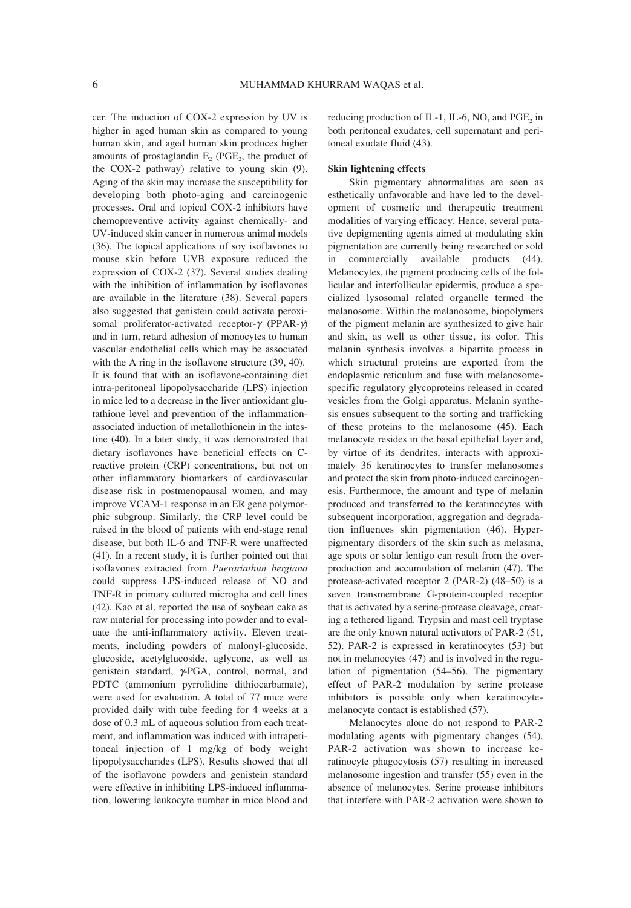cer. The induction of COX-2 expression by UV is higher in aged human skin as compared to young human skin, and aged human skin produces higher amounts of prostaglandin $E_2$ ($PGE_2$, the product of the COX-2 pathway) relative to young skin (9). Aging of the skin may increase the susceptibility for developing both photo-aging and carcinogenic processes. Oral and topical COX-2 inhibitors have chemopreventive activity against chemically- and UV-induced skin cancer in numerous animal models (36). The topical applications of soy isoflavones to mouse skin before UVB exposure reduced the expression of COX-2 (37). Several studies dealing with the inhibition of inflammation by isoflavones are available in the literature (38). Several papers also suggested that genistein could activate peroxisomal proliferator-activated receptor-$\gamma$ (PPAR-$\gamma$) and in turn, retard adhesion of monocytes to human vascular endothelial cells which may be associated with the A ring in the isoflavone structure (39, 40).
It is found that with an isoflavone-containing diet intra-peritoneal lipopolysaccharide (LPS) injection in mice led to a decrease in the liver antioxidant glutathione level and prevention of the inflammation-associated induction of metallothionein in the intestine (40). In a later study, it was demonstrated that dietary isoflavones have beneficial effects on C-reactive protein (CRP) concentrations, but not on other inflammatory biomarkers of cardiovascular disease risk in postmenopausal women, and may improve VCAM-1 response in an ER gene polymorphic subgroup. Similarly, the CRP level could be raised in the blood of patients with end-stage renal disease, but both IL-6 and TNF-R were unaffected (41). In a recent study, it is further pointed out that isoflavones extracted from *Puerariathun bergiana* could suppress LPS-induced release of NO and TNF-R in primary cultured microglia and cell lines (42). Kao et al. reported the use of soybean cake as raw material for processing into powder and to evaluate the anti-inflammatory activity. Eleven treatments, including powders of malonyl-glucoside, glucoside, acetylglucoside, aglycone, as well as genistein standard, $\gamma$-PGA, control, normal, and PDTC (ammonium pyrrolidine dithiocarbamate), were used for evaluation. A total of 77 mice were provided daily with tube feeding for 4 weeks at a dose of 0.3 mL of aqueous solution from each treatment, and inflammation was induced with intraperitoneal injection of 1 mg/kg of body weight lipopolysaccharides (LPS). Results showed that all of the isoflavone powders and genistein standard were effective in inhibiting LPS-induced inflammation, lowering leukocyte number in mice blood and reducing production of IL-1, IL-6, NO, and $PGE_2$ in both peritoneal exudates, cell supernatant and peritoneal exudate fluid (43).

**Skin lightening effects**

Skin pigmentary abnormalities are seen as esthetically unfavorable and have led to the development of cosmetic and therapeutic treatment modalities of varying efficacy. Hence, several putative depigmenting agents aimed at modulating skin pigmentation are currently being researched or sold in commercially available products (44). Melanocytes, the pigment producing cells of the follicular and interfollicular epidermis, produce a specialized lysosomal related organelle termed the melanosome. Within the melanosome, biopolymers of the pigment melanin are synthesized to give hair and skin, as well as other tissue, its color. This melanin synthesis involves a bipartite process in which structural proteins are exported from the endoplasmic reticulum and fuse with melanosome-specific regulatory glycoproteins released in coated vesicles from the Golgi apparatus. Melanin synthesis ensues subsequent to the sorting and trafficking of these proteins to the melanosome (45). Each melanocyte resides in the basal epithelial layer and, by virtue of its dendrites, interacts with approximately 36 keratinocytes to transfer melanosomes and protect the skin from photo-induced carcinogenesis. Furthermore, the amount and type of melanin produced and transferred to the keratinocytes with subsequent incorporation, aggregation and degradation influences skin pigmentation (46). Hyperpigmentary disorders of the skin such as melasma, age spots or solar lentigo can result from the overproduction and accumulation of melanin (47). The protease-activated receptor 2 (PAR-2) (48–50) is a seven transmembrane G-protein-coupled receptor that is activated by a serine-protease cleavage, creating a tethered ligand. Trypsin and mast cell tryptase are the only known natural activators of PAR-2 (51, 52). PAR-2 is expressed in keratinocytes (53) but not in melanocytes (47) and is involved in the regulation of pigmentation (54–56). The pigmentary effect of PAR-2 modulation by serine protease inhibitors is possible only when keratinocyte-melanocyte contact is established (57).

Melanocytes alone do not respond to PAR-2 modulating agents with pigmentary changes (54). PAR-2 activation was shown to increase keratinocyte phagocytosis (57) resulting in increased melanosome ingestion and transfer (55) even in the absence of melanocytes. Serine protease inhibitors that interfere with PAR-2 activation were shown to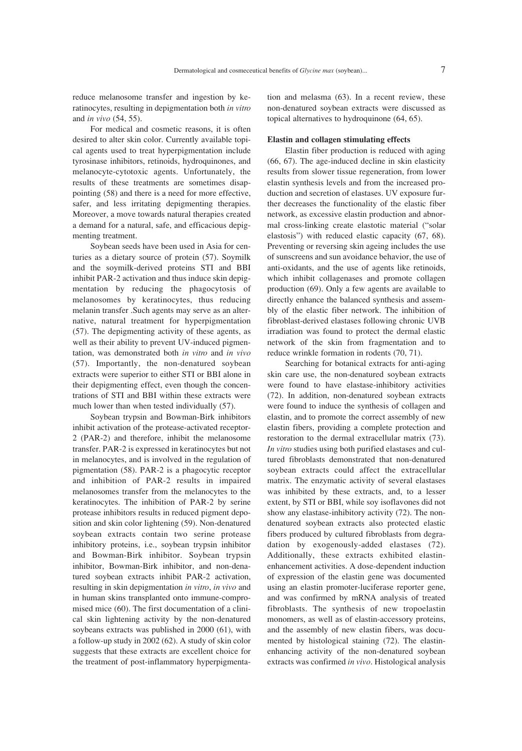reduce melanosome transfer and ingestion by keratinocytes, resulting in depigmentation both *in vitro* and *in vivo* (54, 55).

For medical and cosmetic reasons, it is often desired to alter skin color. Currently available topical agents used to treat hyperpigmentation include tyrosinase inhibitors, retinoids, hydroquinones, and melanocyte-cytotoxic agents. Unfortunately, the results of these treatments are sometimes disappointing (58) and there is a need for more effective, safer, and less irritating depigmenting therapies. Moreover, a move towards natural therapies created a demand for a natural, safe, and efficacious depigmenting treatment.

Soybean seeds have been used in Asia for centuries as a dietary source of protein (57). Soymilk and the soymilk-derived proteins STI and BBI inhibit PAR-2 activation and thus induce skin depigmentation by reducing the phagocytosis of melanosomes by keratinocytes, thus reducing melanin transfer .Such agents may serve as an alternative, natural treatment for hyperpigmentation (57). The depigmenting activity of these agents, as well as their ability to prevent UV-induced pigmentation, was demonstrated both *in vitro* and *in vivo* (57). Importantly, the non-denatured soybean extracts were superior to either STI or BBI alone in their depigmenting effect, even though the concentrations of STI and BBI within these extracts were much lower than when tested individually (57).

Soybean trypsin and Bowman-Birk inhibitors inhibit activation of the protease-activated receptor-2 (PAR-2) and therefore, inhibit the melanosome transfer. PAR-2 is expressed in keratinocytes but not in melanocytes, and is involved in the regulation of pigmentation (58). PAR-2 is a phagocytic receptor and inhibition of PAR-2 results in impaired melanosomes transfer from the melanocytes to the keratinocytes. The inhibition of PAR-2 by serine protease inhibitors results in reduced pigment deposition and skin color lightening (59). Non-denatured soybean extracts contain two serine protease inhibitory proteins, i.e., soybean trypsin inhibitor and Bowman-Birk inhibitor. Soybean trypsin inhibitor, Bowman-Birk inhibitor, and non-denatured soybean extracts inhibit PAR-2 activation, resulting in skin depigmentation *in vitro*, *in vivo* and in human skins transplanted onto immune-compromised mice (60). The first documentation of a clinical skin lightening activity by the non-denatured soybeans extracts was published in 2000 (61), with a follow-up study in 2002 (62). A study of skin color suggests that these extracts are excellent choice for the treatment of post-inflammatory hyperpigmentation and melasma (63). In a recent review, these non-denatured soybean extracts were discussed as topical alternatives to hydroquinone (64, 65).

### Elastin and collagen stimulating effects

Elastin fiber production is reduced with aging (66, 67). The age-induced decline in skin elasticity results from slower tissue regeneration, from lower elastin synthesis levels and from the increased production and secretion of elastases. UV exposure further decreases the functionality of the elastic fiber network, as excessive elastin production and abnormal cross-linking create elastotic material ("solar elastosis") with reduced elastic capacity (67, 68). Preventing or reversing skin ageing includes the use of sunscreens and sun avoidance behavior, the use of anti-oxidants, and the use of agents like retinoids, which inhibit collagenases and promote collagen production (69). Only a few agents are available to directly enhance the balanced synthesis and assembly of the elastic fiber network. The inhibition of fibroblast-derived elastases following chronic UVB irradiation was found to protect the dermal elastic network of the skin from fragmentation and to reduce wrinkle formation in rodents (70, 71).

Searching for botanical extracts for anti-aging skin care use, the non-denatured soybean extracts were found to have elastase-inhibitory activities (72). In addition, non-denatured soybean extracts were found to induce the synthesis of collagen and elastin, and to promote the correct assembly of new elastin fibers, providing a complete protection and restoration to the dermal extracellular matrix (73). *In vitro* studies using both purified elastases and cultured fibroblasts demonstrated that non-denatured soybean extracts could affect the extracellular matrix. The enzymatic activity of several elastases was inhibited by these extracts, and, to a lesser extent, by STI or BBI, while soy isoflavones did not show any elastase-inhibitory activity (72). The non-denatured soybean extracts also protected elastic fibers produced by cultured fibroblasts from degradation by exogenously-added elastases (72). Additionally, these extracts exhibited elastin-enhancement activities. A dose-dependent induction of expression of the elastin gene was documented using an elastin promoter-luciferase reporter gene, and was confirmed by mRNA analysis of treated fibroblasts. The synthesis of new tropoelastin monomers, as well as of elastin-accessory proteins, and the assembly of new elastin fibers, was documented by histological staining (72). The elastin-enhancing activity of the non-denatured soybean extracts was confirmed *in vivo*. Histological analysis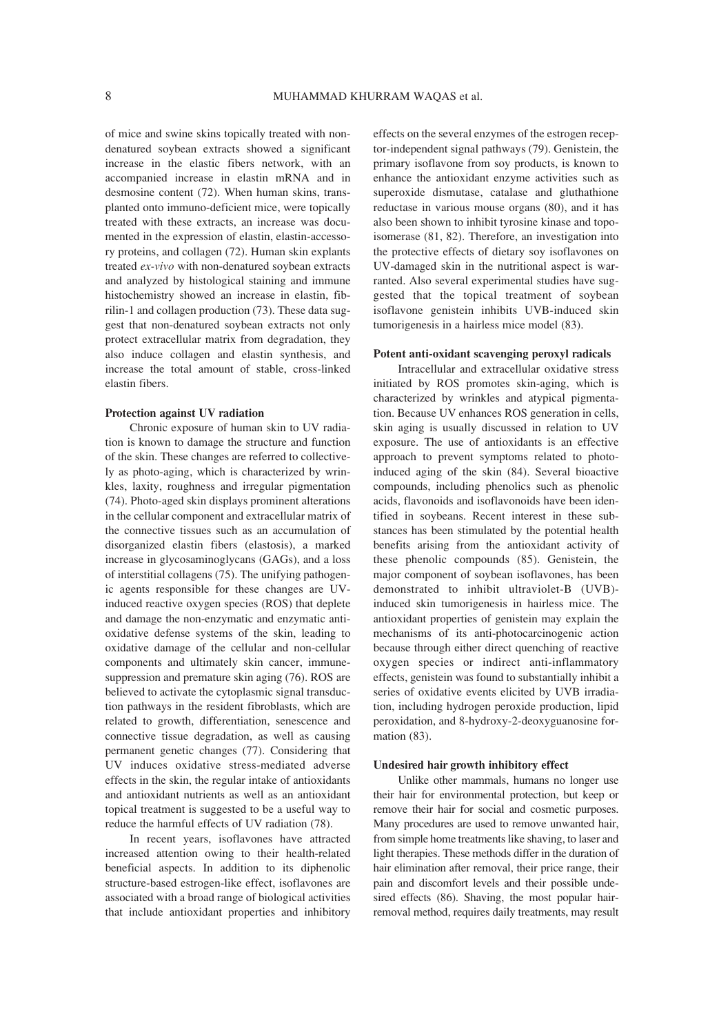of mice and swine skins topically treated with non-denatured soybean extracts showed a significant increase in the elastic fibers network, with an accompanied increase in elastin mRNA and in desmosine content (72). When human skins, transplanted onto immuno-deficient mice, were topically treated with these extracts, an increase was documented in the expression of elastin, elastin-accessory proteins, and collagen (72). Human skin explants treated *ex-vivo* with non-denatured soybean extracts and analyzed by histological staining and immune histochemistry showed an increase in elastin, fibrilin-1 and collagen production (73). These data suggest that non-denatured soybean extracts not only protect extracellular matrix from degradation, they also induce collagen and elastin synthesis, and increase the total amount of stable, cross-linked elastin fibers.

**Protection against UV radiation**

Chronic exposure of human skin to UV radiation is known to damage the structure and function of the skin. These changes are referred to collectively as photo-aging, which is characterized by wrinkles, laxity, roughness and irregular pigmentation (74). Photo-aged skin displays prominent alterations in the cellular component and extracellular matrix of the connective tissues such as an accumulation of disorganized elastin fibers (elastosis), a marked increase in glycosaminoglycans (GAGs), and a loss of interstitial collagens (75). The unifying pathogenic agents responsible for these changes are UV-induced reactive oxygen species (ROS) that deplete and damage the non-enzymatic and enzymatic anti-oxidative defense systems of the skin, leading to oxidative damage of the cellular and non-cellular components and ultimately skin cancer, immune-suppression and premature skin aging (76). ROS are believed to activate the cytoplasmic signal transduction pathways in the resident fibroblasts, which are related to growth, differentiation, senescence and connective tissue degradation, as well as causing permanent genetic changes (77). Considering that UV induces oxidative stress-mediated adverse effects in the skin, the regular intake of antioxidants and antioxidant nutrients as well as an antioxidant topical treatment is suggested to be a useful way to reduce the harmful effects of UV radiation (78).

In recent years, isoflavones have attracted increased attention owing to their health-related beneficial aspects. In addition to its diphenolic structure-based estrogen-like effect, isoflavones are associated with a broad range of biological activities that include antioxidant properties and inhibitory effects on the several enzymes of the estrogen receptor-independent signal pathways (79). Genistein, the primary isoflavone from soy products, is known to enhance the antioxidant enzyme activities such as superoxide dismutase, catalase and gluthathione reductase in various mouse organs (80), and it has also been shown to inhibit tyrosine kinase and topoisomerase (81, 82). Therefore, an investigation into the protective effects of dietary soy isoflavones on UV-damaged skin in the nutritional aspect is warranted. Also several experimental studies have suggested that the topical treatment of soybean isoflavone genistein inhibits UVB-induced skin tumorigenesis in a hairless mice model (83).

**Potent anti-oxidant scavenging peroxyl radicals**

Intracellular and extracellular oxidative stress initiated by ROS promotes skin-aging, which is characterized by wrinkles and atypical pigmentation. Because UV enhances ROS generation in cells, skin aging is usually discussed in relation to UV exposure. The use of antioxidants is an effective approach to prevent symptoms related to photo-induced aging of the skin (84). Several bioactive compounds, including phenolics such as phenolic acids, flavonoids and isoflavonoids have been identified in soybeans. Recent interest in these substances has been stimulated by the potential health benefits arising from the antioxidant activity of these phenolic compounds (85). Genistein, the major component of soybean isoflavones, has been demonstrated to inhibit ultraviolet-B (UVB)-induced skin tumorigenesis in hairless mice. The antioxidant properties of genistein may explain the mechanisms of its anti-photocarcinogenic action because through either direct quenching of reactive oxygen species or indirect anti-inflammatory effects, genistein was found to substantially inhibit a series of oxidative events elicited by UVB irradiation, including hydrogen peroxide production, lipid peroxidation, and 8-hydroxy-2-deoxyguanosine formation (83).

**Undesired hair growth inhibitory effect**

Unlike other mammals, humans no longer use their hair for environmental protection, but keep or remove their hair for social and cosmetic purposes. Many procedures are used to remove unwanted hair, from simple home treatments like shaving, to laser and light therapies. These methods differ in the duration of hair elimination after removal, their price range, their pain and discomfort levels and their possible undesired effects (86). Shaving, the most popular hair-removal method, requires daily treatments, may result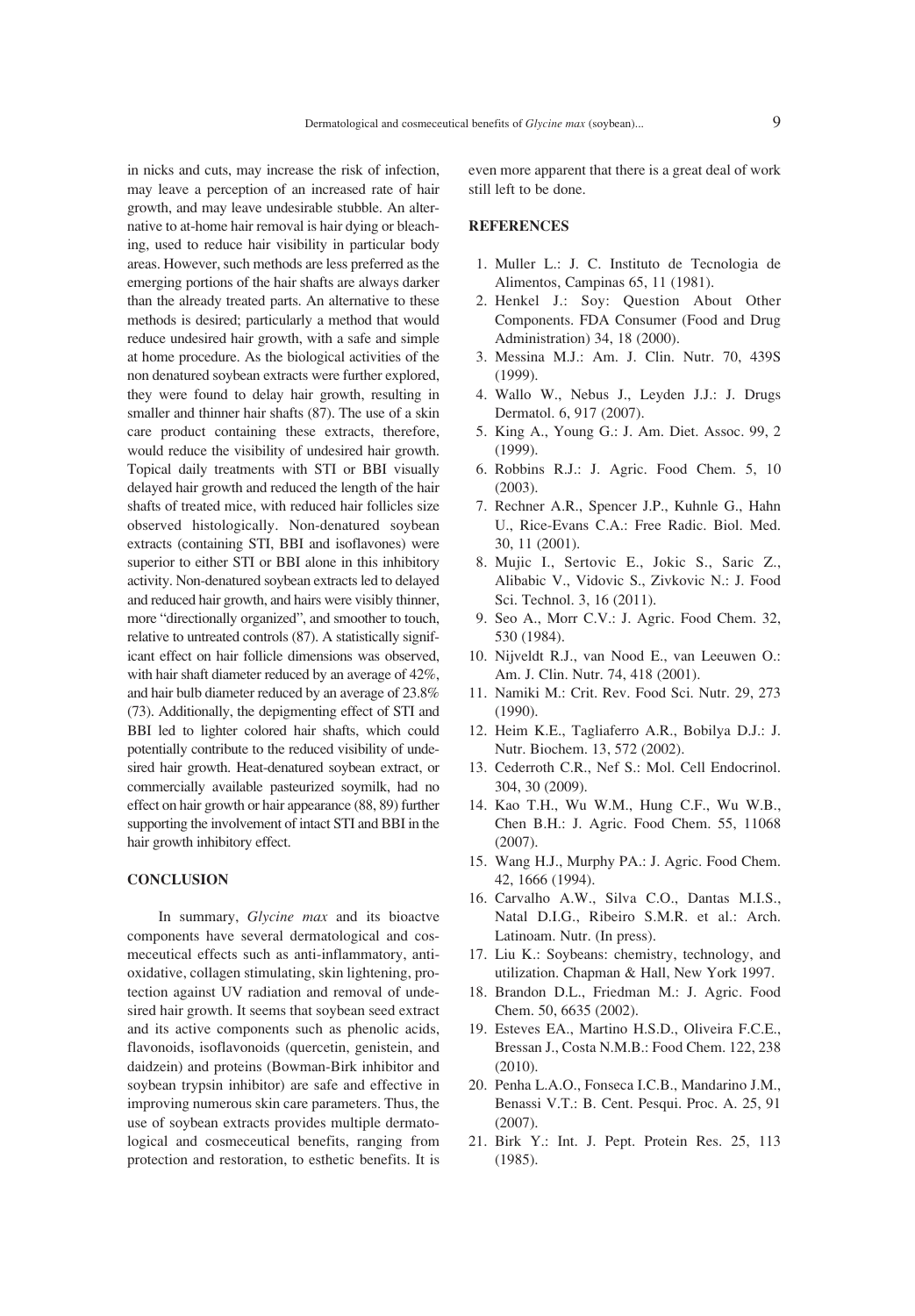in nicks and cuts, may increase the risk of infection, may leave a perception of an increased rate of hair growth, and may leave undesirable stubble. An alternative to at-home hair removal is hair dying or bleaching, used to reduce hair visibility in particular body areas. However, such methods are less preferred as the emerging portions of the hair shafts are always darker than the already treated parts. An alternative to these methods is desired; particularly a method that would reduce undesired hair growth, with a safe and simple at home procedure. As the biological activities of the non denatured soybean extracts were further explored, they were found to delay hair growth, resulting in smaller and thinner hair shafts (87). The use of a skin care product containing these extracts, therefore, would reduce the visibility of undesired hair growth. Topical daily treatments with STI or BBI visually delayed hair growth and reduced the length of the hair shafts of treated mice, with reduced hair follicles size observed histologically. Non-denatured soybean extracts (containing STI, BBI and isoflavones) were superior to either STI or BBI alone in this inhibitory activity. Non-denatured soybean extracts led to delayed and reduced hair growth, and hairs were visibly thinner, more "directionally organized", and smoother to touch, relative to untreated controls (87). A statistically significant effect on hair follicle dimensions was observed, with hair shaft diameter reduced by an average of 42%, and hair bulb diameter reduced by an average of 23.8% (73). Additionally, the depigmenting effect of STI and BBI led to lighter colored hair shafts, which could potentially contribute to the reduced visibility of undesired hair growth. Heat-denatured soybean extract, or commercially available pasteurized soymilk, had no effect on hair growth or hair appearance (88, 89) further supporting the involvement of intact STI and BBI in the hair growth inhibitory effect.

## CONCLUSION

In summary, *Glycine max* and its bioactve components have several dermatological and cosmeceutical effects such as anti-inflammatory, antioxidative, collagen stimulating, skin lightening, protection against UV radiation and removal of undesired hair growth. It seems that soybean seed extract and its active components such as phenolic acids, flavonoids, isoflavonoids (quercetin, genistein, and daidzein) and proteins (Bowman-Birk inhibitor and soybean trypsin inhibitor) are safe and effective in improving numerous skin care parameters. Thus, the use of soybean extracts provides multiple dermatological and cosmeceutical benefits, ranging from protection and restoration, to esthetic benefits. It is even more apparent that there is a great deal of work still left to be done.

## REFERENCES

1. Muller L.: J. C. Instituto de Tecnologia de Alimentos, Campinas 65, 11 (1981).
2. Henkel J.: Soy: Question About Other Components. FDA Consumer (Food and Drug Administration) 34, 18 (2000).
3. Messina M.J.: Am. J. Clin. Nutr. 70, 439S (1999).
4. Wallo W., Nebus J., Leyden J.J.: J. Drugs Dermatol. 6, 917 (2007).
5. King A., Young G.: J. Am. Diet. Assoc. 99, 2 (1999).
6. Robbins R.J.: J. Agric. Food Chem. 5, 10 (2003).
7. Rechner A.R., Spencer J.P., Kuhnle G., Hahn U., Rice-Evans C.A.: Free Radic. Biol. Med. 30, 11 (2001).
8. Mujic I., Sertovic E., Jokic S., Saric Z., Alibabic V., Vidovic S., Zivkovic N.: J. Food Sci. Technol. 3, 16 (2011).
9. Seo A., Morr C.V.: J. Agric. Food Chem. 32, 530 (1984).
10. Nijveldt R.J., van Nood E., van Leeuwen O.: Am. J. Clin. Nutr. 74, 418 (2001).
11. Namiki M.: Crit. Rev. Food Sci. Nutr. 29, 273 (1990).
12. Heim K.E., Tagliaferro A.R., Bobilya D.J.: J. Nutr. Biochem. 13, 572 (2002).
13. Cederroth C.R., Nef S.: Mol. Cell Endocrinol. 304, 30 (2009).
14. Kao T.H., Wu W.M., Hung C.F., Wu W.B., Chen B.H.: J. Agric. Food Chem. 55, 11068 (2007).
15. Wang H.J., Murphy PA.: J. Agric. Food Chem. 42, 1666 (1994).
16. Carvalho A.W., Silva C.O., Dantas M.I.S., Natal D.I.G., Ribeiro S.M.R. et al.: Arch. Latinoam. Nutr. (In press).
17. Liu K.: Soybeans: chemistry, technology, and utilization. Chapman & Hall, New York 1997.
18. Brandon D.L., Friedman M.: J. Agric. Food Chem. 50, 6635 (2002).
19. Esteves EA., Martino H.S.D., Oliveira F.C.E., Bressan J., Costa N.M.B.: Food Chem. 122, 238 (2010).
20. Penha L.A.O., Fonseca I.C.B., Mandarino J.M., Benassi V.T.: B. Cent. Pesqui. Proc. A. 25, 91 (2007).
21. Birk Y.: Int. J. Pept. Protein Res. 25, 113 (1985).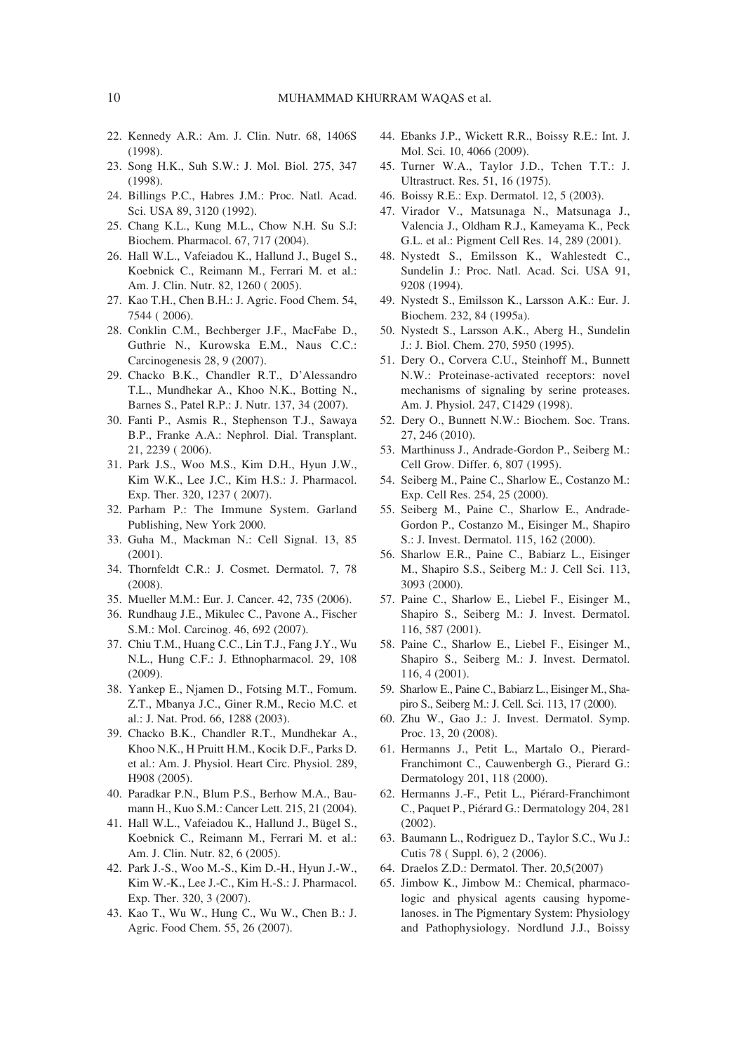22. Kennedy A.R.: Am. J. Clin. Nutr. 68, 1406S (1998).
23. Song H.K., Suh S.W.: J. Mol. Biol. 275, 347 (1998).
24. Billings P.C., Habres J.M.: Proc. Natl. Acad. Sci. USA 89, 3120 (1992).
25. Chang K.L., Kung M.L., Chow N.H. Su S.J: Biochem. Pharmacol. 67, 717 (2004).
26. Hall W.L., Vafeiadou K., Hallund J., Bugel S., Koebnick C., Reimann M., Ferrari M. et al.: Am. J. Clin. Nutr. 82, 1260 ( 2005).
27. Kao T.H., Chen B.H.: J. Agric. Food Chem. 54, 7544 ( 2006).
28. Conklin C.M., Bechberger J.F., MacFabe D., Guthrie N., Kurowska E.M., Naus C.C.: Carcinogenesis 28, 9 (2007).
29. Chacko B.K., Chandler R.T., D'Alessandro T.L., Mundhekar A., Khoo N.K., Botting N., Barnes S., Patel R.P.: J. Nutr. 137, 34 (2007).
30. Fanti P., Asmis R., Stephenson T.J., Sawaya B.P., Franke A.A.: Nephrol. Dial. Transplant. 21, 2239 ( 2006).
31. Park J.S., Woo M.S., Kim D.H., Hyun J.W., Kim W.K., Lee J.C., Kim H.S.: J. Pharmacol. Exp. Ther. 320, 1237 ( 2007).
32. Parham P.: The Immune System. Garland Publishing, New York 2000.
33. Guha M., Mackman N.: Cell Signal. 13, 85 (2001).
34. Thornfeldt C.R.: J. Cosmet. Dermatol. 7, 78 (2008).
35. Mueller M.M.: Eur. J. Cancer. 42, 735 (2006).
36. Rundhaug J.E., Mikulec C., Pavone A., Fischer S.M.: Mol. Carcinog. 46, 692 (2007).
37. Chiu T.M., Huang C.C., Lin T.J., Fang J.Y., Wu N.L., Hung C.F.: J. Ethnopharmacol. 29, 108 (2009).
38. Yankep E., Njamen D., Fotsing M.T., Fomum. Z.T., Mbanya J.C., Giner R.M., Recio M.C. et al.: J. Nat. Prod. 66, 1288 (2003).
39. Chacko B.K., Chandler R.T., Mundhekar A., Khoo N.K., H Pruitt H.M., Kocik D.F., Parks D. et al.: Am. J. Physiol. Heart Circ. Physiol. 289, H908 (2005).
40. Paradkar P.N., Blum P.S., Berhow M.A., Baumann H., Kuo S.M.: Cancer Lett. 215, 21 (2004).
41. Hall W.L., Vafeiadou K., Hallund J., Bügel S., Koebnick C., Reimann M., Ferrari M. et al.: Am. J. Clin. Nutr. 82, 6 (2005).
42. Park J.-S., Woo M.-S., Kim D.-H., Hyun J.-W., Kim W.-K., Lee J.-C., Kim H.-S.: J. Pharmacol. Exp. Ther. 320, 3 (2007).
43. Kao T., Wu W., Hung C., Wu W., Chen B.: J. Agric. Food Chem. 55, 26 (2007).
44. Ebanks J.P., Wickett R.R., Boissy R.E.: Int. J. Mol. Sci. 10, 4066 (2009).
45. Turner W.A., Taylor J.D., Tchen T.T.: J. Ultrastruct. Res. 51, 16 (1975).
46. Boissy R.E.: Exp. Dermatol. 12, 5 (2003).
47. Virador V., Matsunaga N., Matsunaga J., Valencia J., Oldham R.J., Kameyama K., Peck G.L. et al.: Pigment Cell Res. 14, 289 (2001).
48. Nystedt S., Emilsson K., Wahlestedt C., Sundelin J.: Proc. Natl. Acad. Sci. USA 91, 9208 (1994).
49. Nystedt S., Emilsson K., Larsson A.K.: Eur. J. Biochem. 232, 84 (1995a).
50. Nystedt S., Larsson A.K., Aberg H., Sundelin J.: J. Biol. Chem. 270, 5950 (1995).
51. Dery O., Corvera C.U., Steinhoff M., Bunnett N.W.: Proteinase-activated receptors: novel mechanisms of signaling by serine proteases. Am. J. Physiol. 247, C1429 (1998).
52. Dery O., Bunnett N.W.: Biochem. Soc. Trans. 27, 246 (2010).
53. Marthinuss J., Andrade-Gordon P., Seiberg M.: Cell Grow. Differ. 6, 807 (1995).
54. Seiberg M., Paine C., Sharlow E., Costanzo M.: Exp. Cell Res. 254, 25 (2000).
55. Seiberg M., Paine C., Sharlow E., Andrade-Gordon P., Costanzo M., Eisinger M., Shapiro S.: J. Invest. Dermatol. 115, 162 (2000).
56. Sharlow E.R., Paine C., Babiarz L., Eisinger M., Shapiro S.S., Seiberg M.: J. Cell Sci. 113, 3093 (2000).
57. Paine C., Sharlow E., Liebel F., Eisinger M., Shapiro S., Seiberg M.: J. Invest. Dermatol. 116, 587 (2001).
58. Paine C., Sharlow E., Liebel F., Eisinger M., Shapiro S., Seiberg M.: J. Invest. Dermatol. 116, 4 (2001).
59. Sharlow E., Paine C., Babiarz L., Eisinger M., Shapiro S., Seiberg M.: J. Cell. Sci. 113, 17 (2000).
60. Zhu W., Gao J.: J. Invest. Dermatol. Symp. Proc. 13, 20 (2008).
61. Hermanns J., Petit L., Martalo O., Pierard-Franchimont C., Cauwenbergh G., Pierard G.: Dermatology 201, 118 (2000).
62. Hermanns J.-F., Petit L., Piérard-Franchimont C., Paquet P., Piérard G.: Dermatology 204, 281 (2002).
63. Baumann L., Rodriguez D., Taylor S.C., Wu J.: Cutis 78 ( Suppl. 6), 2 (2006).
64. Draelos Z.D.: Dermatol. Ther. 20,5(2007)
65. Jimbow K., Jimbow M.: Chemical, pharmacologic and physical agents causing hypomelanoses. in The Pigmentary System: Physiology and Pathophysiology. Nordlund J.J., Boissy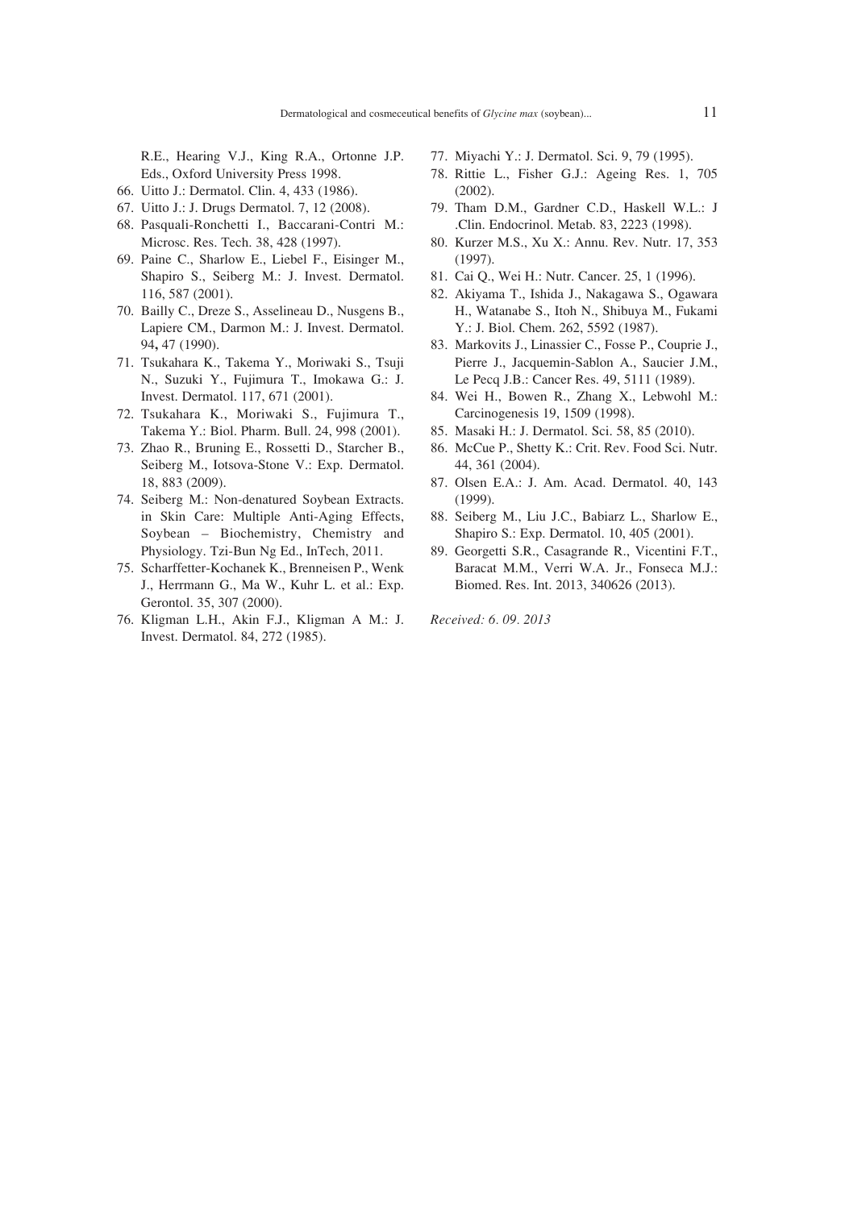R.E., Hearing V.J., King R.A., Ortonne J.P. Eds., Oxford University Press 1998.

66. Uitto J.: Dermatol. Clin. 4, 433 (1986).
67. Uitto J.: J. Drugs Dermatol. 7, 12 (2008).
68. Pasquali-Ronchetti I., Baccarani-Contri M.: Microsc. Res. Tech. 38, 428 (1997).
69. Paine C., Sharlow E., Liebel F., Eisinger M., Shapiro S., Seiberg M.: J. Invest. Dermatol. 116, 587 (2001).
70. Bailly C., Dreze S., Asselineau D., Nusgens B., Lapiere CM., Darmon M.: J. Invest. Dermatol. 94**,** 47 (1990).
71. Tsukahara K., Takema Y., Moriwaki S., Tsuji N., Suzuki Y., Fujimura T., Imokawa G.: J. Invest. Dermatol. 117, 671 (2001).
72. Tsukahara K., Moriwaki S., Fujimura T., Takema Y.: Biol. Pharm. Bull. 24, 998 (2001).
73. Zhao R., Bruning E., Rossetti D., Starcher B., Seiberg M., Iotsova-Stone V.: Exp. Dermatol. 18, 883 (2009).
74. Seiberg M.: Non-denatured Soybean Extracts. in Skin Care: Multiple Anti-Aging Effects, Soybean – Biochemistry, Chemistry and Physiology. Tzi-Bun Ng Ed., InTech, 2011.
75. Scharffetter-Kochanek K., Brenneisen P., Wenk J., Herrmann G., Ma W., Kuhr L. et al.: Exp. Gerontol. 35, 307 (2000).
76. Kligman L.H., Akin F.J., Kligman A M.: J. Invest. Dermatol. 84, 272 (1985).
77. Miyachi Y.: J. Dermatol. Sci. 9, 79 (1995).
78. Rittie L., Fisher G.J.: Ageing Res. 1, 705 (2002).
79. Tham D.M., Gardner C.D., Haskell W.L.: J .Clin. Endocrinol. Metab. 83, 2223 (1998).
80. Kurzer M.S., Xu X.: Annu. Rev. Nutr. 17, 353 (1997).
81. Cai Q., Wei H.: Nutr. Cancer. 25, 1 (1996).
82. Akiyama T., Ishida J., Nakagawa S., Ogawara H., Watanabe S., Itoh N., Shibuya M., Fukami Y.: J. Biol. Chem. 262, 5592 (1987).
83. Markovits J., Linassier C., Fosse P., Couprie J., Pierre J., Jacquemin-Sablon A., Saucier J.M., Le Pecq J.B.: Cancer Res. 49, 5111 (1989).
84. Wei H., Bowen R., Zhang X., Lebwohl M.: Carcinogenesis 19, 1509 (1998).
85. Masaki H.: J. Dermatol. Sci. 58, 85 (2010).
86. McCue P., Shetty K.: Crit. Rev. Food Sci. Nutr. 44, 361 (2004).
87. Olsen E.A.: J. Am. Acad. Dermatol. 40, 143 (1999).
88. Seiberg M., Liu J.C., Babiarz L., Sharlow E., Shapiro S.: Exp. Dermatol. 10, 405 (2001).
89. Georgetti S.R., Casagrande R., Vicentini F.T., Baracat M.M., Verri W.A. Jr., Fonseca M.J.: Biomed. Res. Int. 2013, 340626 (2013).

*Received: 6. 09. 2013*